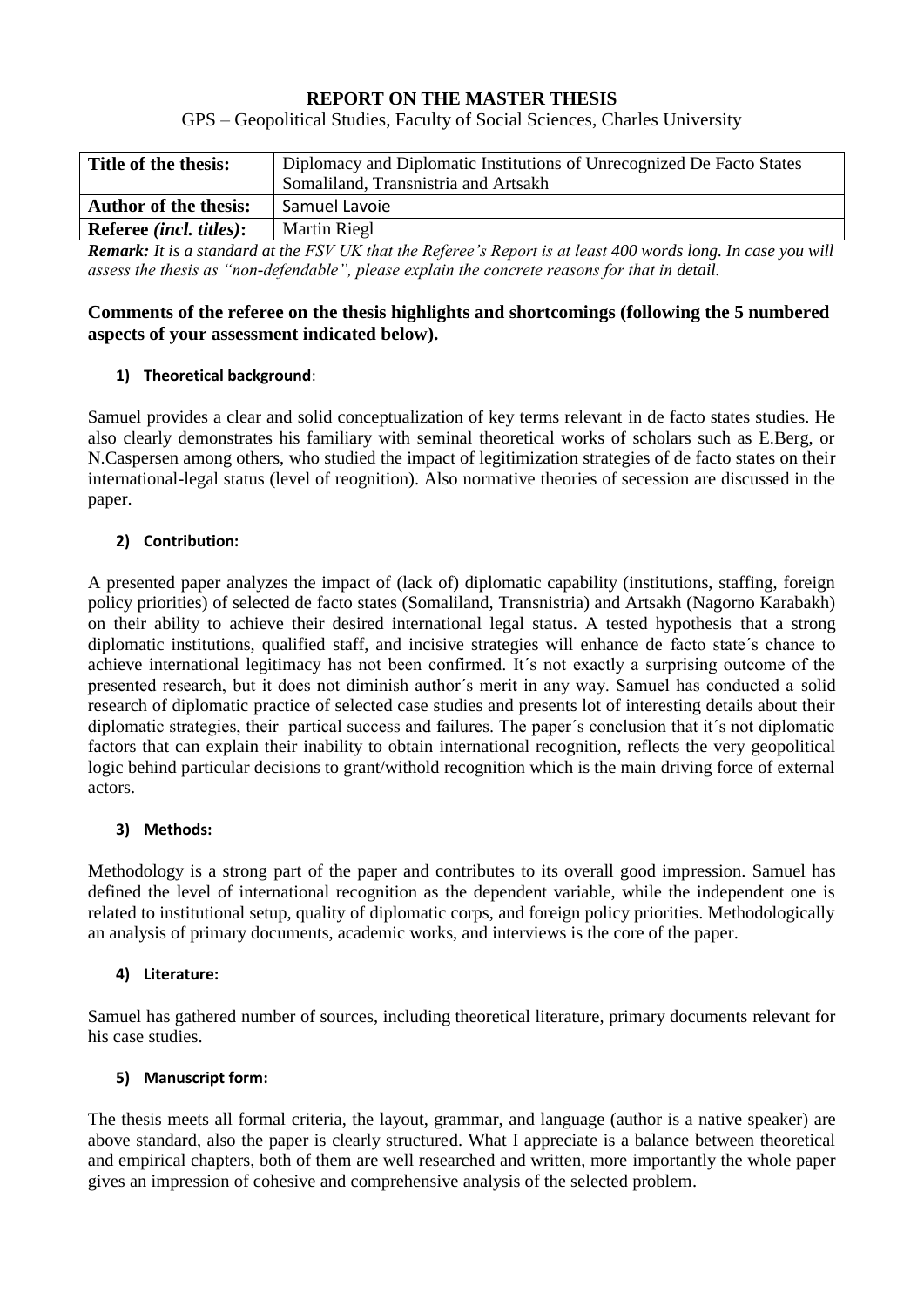**REPORT ON THE MASTER THESIS**

GPS – Geopolitical Studies, Faculty of Social Sciences, Charles University

| **Title of the thesis:** | Diplomacy and Diplomatic Institutions of Unrecognized De Facto States Somaliland, Transnistria and Artsakh |
|---|---|
| **Author of the thesis:** | Samuel Lavoie |
| **Referee** *(incl. titles)***:** | Martin Riegl |

***Remark:*** *It is a standard at the FSV UK that the Referee's Report is at least 400 words long. In case you will assess the thesis as "non-defendable", please explain the concrete reasons for that in detail.*

**Comments of the referee on the thesis highlights and shortcomings (following the 5 numbered aspects of your assessment indicated below).**

**1) Theoretical background**:

Samuel provides a clear and solid conceptualization of key terms relevant in de facto states studies. He also clearly demonstrates his familiar with seminal theoretical works of scholars such as E.Berg, or N.Caspersen among others, who studied the impact of legitimization strategies of de facto states on their international-legal status (level of reognition). Also normative theories of secession are discussed in the paper.

**2) Contribution:**

A presented paper analyzes the impact of (lack of) diplomatic capability (institutions, staffing, foreign policy priorities) of selected de facto states (Somaliland, Transnistria) and Artsakh (Nagorno Karabakh) on their ability to achieve their desired international legal status. A tested hypothesis that a strong diplomatic institutions, qualified staff, and incisive strategies will enhance de facto state´s chance to achieve international legitimacy has not been confirmed. It´s not exactly a surprising outcome of the presented research, but it does not diminish author´s merit in any way. Samuel has conducted a solid research of diplomatic practice of selected case studies and presents lot of interesting details about their diplomatic strategies, their partical success and failures. The paper´s conclusion that it´s not diplomatic factors that can explain their inability to obtain international recognition, reflects the very geopolitical logic behind particular decisions to grant/withold recognition which is the main driving force of external actors.

**3) Methods:**

Methodology is a strong part of the paper and contributes to its overall good impression. Samuel has defined the level of international recognition as the dependent variable, while the independent one is related to institutional setup, quality of diplomatic corps, and foreign policy priorities. Methodologically an analysis of primary documents, academic works, and interviews is the core of the paper.

**4) Literature:**

Samuel has gathered number of sources, including theoretical literature, primary documents relevant for his case studies.

**5) Manuscript form:**

The thesis meets all formal criteria, the layout, grammar, and language (author is a native speaker) are above standard, also the paper is clearly structured. What I appreciate is a balance between theoretical and empirical chapters, both of them are well researched and written, more importantly the whole paper gives an impression of cohesive and comprehensive analysis of the selected problem.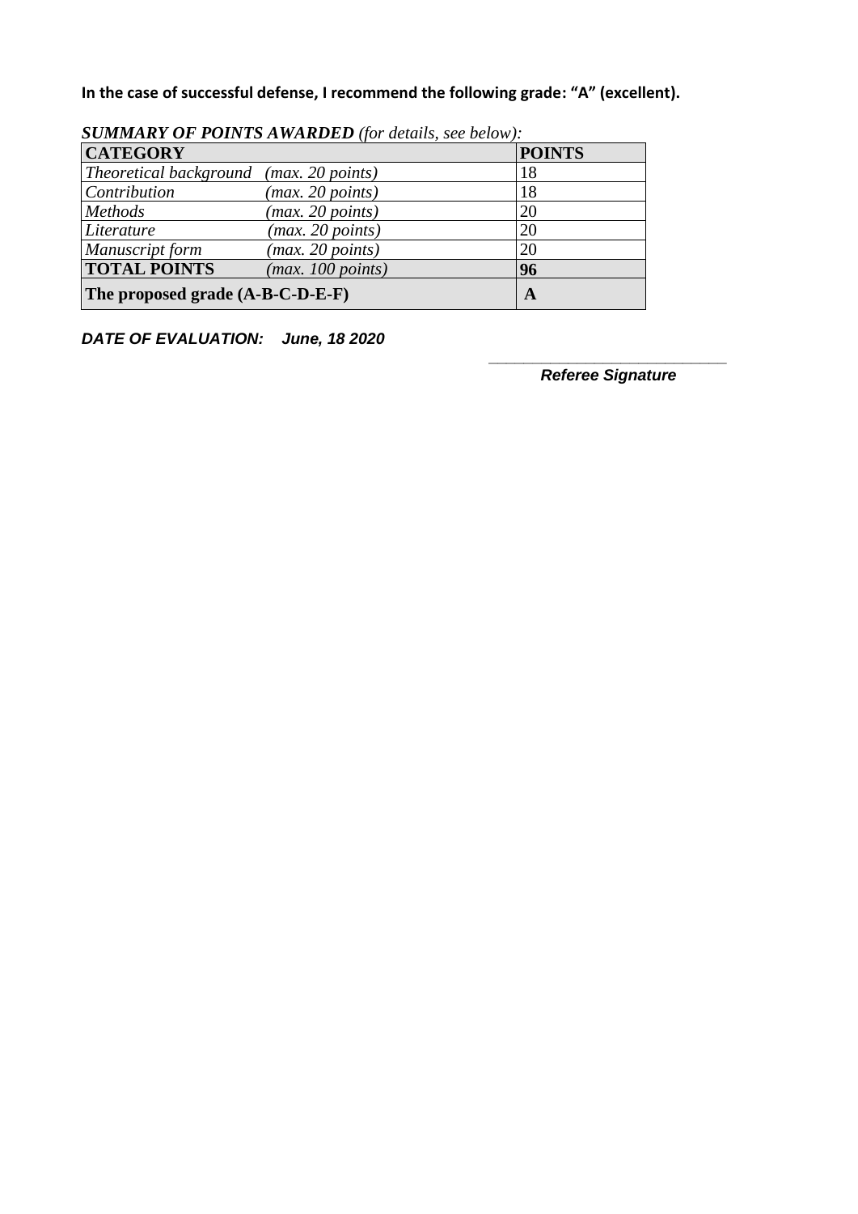**In the case of successful defense, I recommend the following grade: "A" (excellent).**

***SUMMARY OF POINTS AWARDED*** *(for details, see below):*

| **CATEGORY** | | **POINTS** |
|---|---|---|
| *Theoretical background* | *(max. 20 points)* | 18 |
| *Contribution* | *(max. 20 points)* | 18 |
| *Methods* | *(max. 20 points)* | 20 |
| *Literature* | *(max. 20 points)* | 20 |
| *Manuscript form* | *(max. 20 points)* | 20 |
| **TOTAL POINTS** | *(max. 100 points)* | **96** |
| **The proposed grade (A-B-C-D-E-F)** | | **A** |

***DATE OF EVALUATION: June, 18 2020***

_____________________________

***Referee Signature***